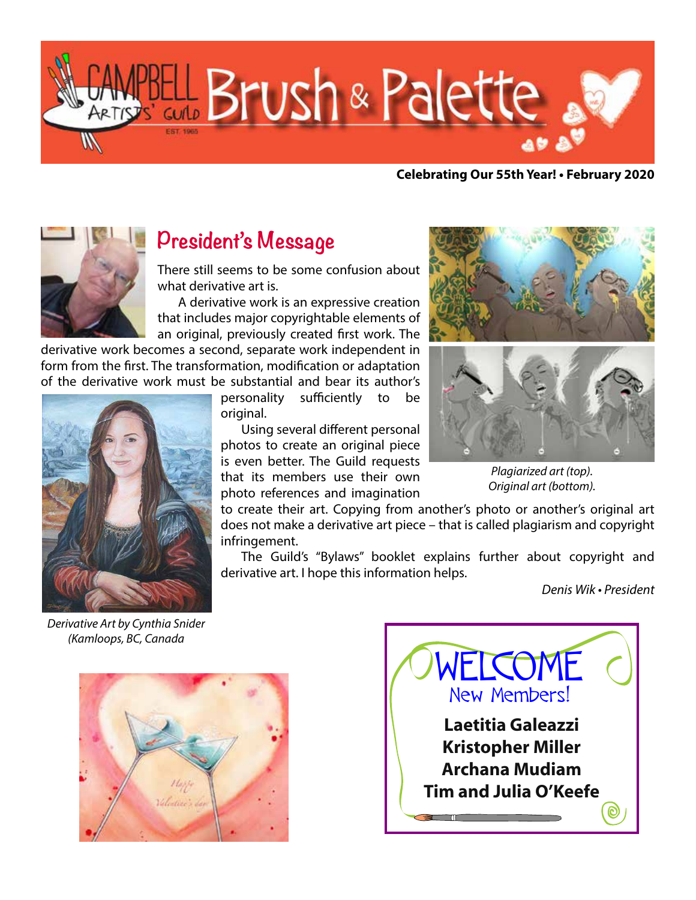# Brush & Palette

**Celebrating Our 55th Year! • February 2020**

## President's Message

There still seems to be some confusion about what derivative art is.

A derivative work is an expressive creation that includes major copyrightable elements of an original, previously created first work. The derivative work becomes a second, separate work independent in form from the first. The transformation, modification or adaptation of the derivative work must be substantial and bear its author's personality sufficiently to be original.

Using several different personal photos to create an original piece is even better. The Guild requests that its members use their own photo references and imagination to create their art. Copying from another's photo or another's original art does not make a derivative art piece – that is called plagiarism and copyright infringement.

The Guild's "Bylaws" booklet explains further about copyright and derivative art. I hope this information helps.

*Denis Wik • President*

*Plagiarized art (top).*
*Original art (bottom).*

*Derivative Art by Cynthia Snider (Kamloops, BC, Canada)*

## WELCOME New Members!

**Laetitia Galeazzi**
**Kristopher Miller**
**Archana Mudiam**
**Tim and Julia O'Keefe**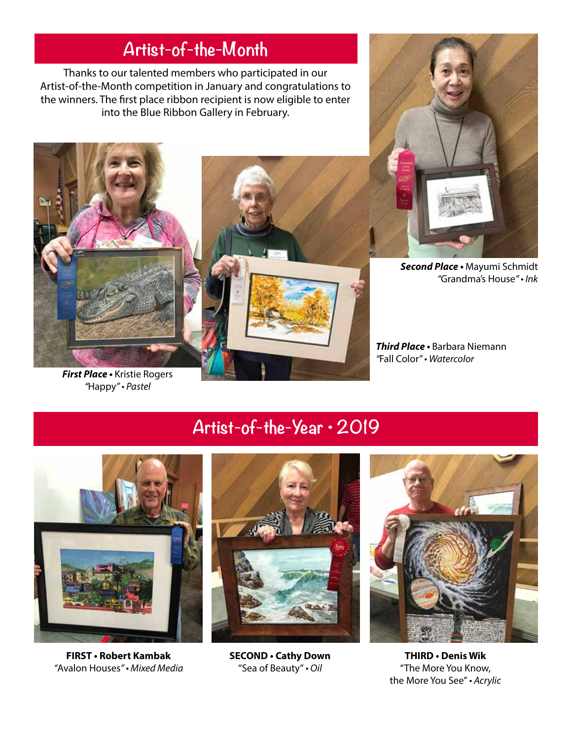## Artist-of-the-Month

Thanks to our talented members who participated in our Artist-of-the-Month competition in January and congratulations to the winners. The first place ribbon recipient is now eligible to enter into the Blue Ribbon Gallery in February.

***First Place*** • Kristie Rogers
"Happy" • *Pastel*

***Second Place*** • Mayumi Schmidt
"Grandma's House" • *Ink*

***Third Place*** • Barbara Niemann
"Fall Color" • *Watercolor*

## Artist-of-the-Year • 2019

**FIRST • Robert Kambak**
"Avalon Houses" • *Mixed Media*

**SECOND • Cathy Down**
"Sea of Beauty" • *Oil*

**THIRD • Denis Wik**
"The More You Know, the More You See" • *Acrylic*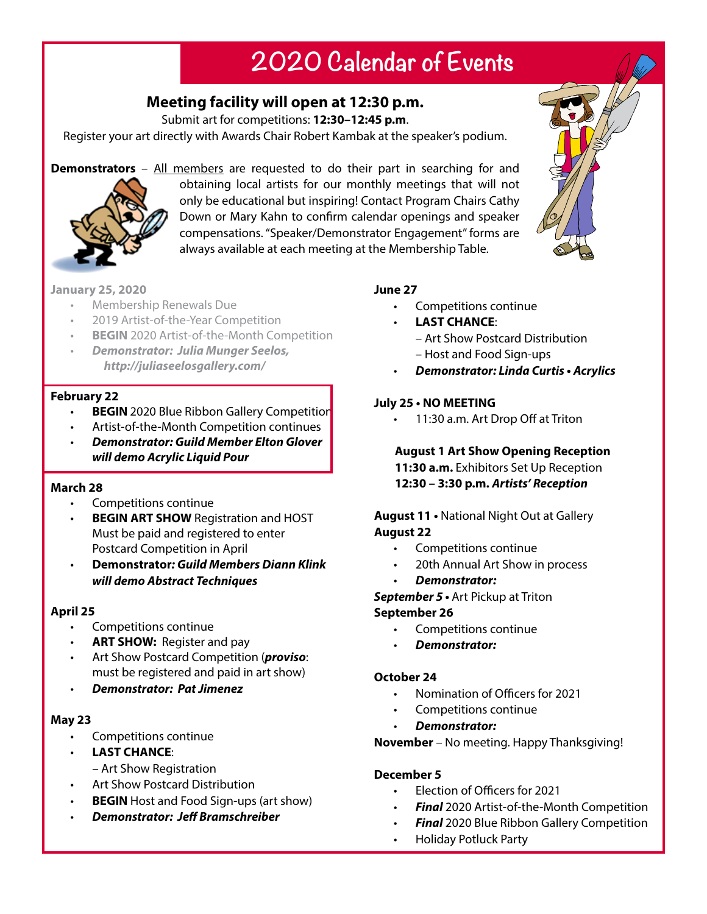# 2020 Calendar of Events

## Meeting facility will open at 12:30 p.m.

Submit art for competitions: **12:30–12:45 p.m**.

Register your art directly with Awards Chair Robert Kambak at the speaker's podium.

**Demonstrators** – All members are requested to do their part in searching for and obtaining local artists for our monthly meetings that will not only be educational but inspiring! Contact Program Chairs Cathy Down or Mary Kahn to confirm calendar openings and speaker compensations. "Speaker/Demonstrator Engagement" forms are always available at each meeting at the Membership Table.

**January 25, 2020**

- Membership Renewals Due
- 2019 Artist-of-the-Year Competition
- **BEGIN** 2020 Artist-of-the-Month Competition
- ***Demonstrator: Julia Munger Seelos, http://juliaseelosgallery.com/***

**February 22**

- **BEGIN** 2020 Blue Ribbon Gallery Competition
- Artist-of-the-Month Competition continues
- ***Demonstrator: Guild Member Elton Glover will demo Acrylic Liquid Pour***

**March 28**

- Competitions continue
- **BEGIN ART SHOW** Registration and HOST Must be paid and registered to enter Postcard Competition in April
- **Demonstrator*: Guild Members Diann Klink will demo Abstract Techniques***

**April 25**

- Competitions continue
- **ART SHOW:** Register and pay
- Art Show Postcard Competition (***proviso***: must be registered and paid in art show)
- ***Demonstrator: Pat Jimenez***

**May 23**

- Competitions continue
- **LAST CHANCE**:
  – Art Show Registration
- Art Show Postcard Distribution
- **BEGIN** Host and Food Sign-ups (art show)
- ***Demonstrator: Jeff Bramschreiber***

**June 27**

- Competitions continue
- **LAST CHANCE**:
  – Art Show Postcard Distribution
  – Host and Food Sign-ups
- ***Demonstrator: Linda Curtis • Acrylics***

**July 25 • NO MEETING**

- 11:30 a.m. Art Drop Off at Triton

**August 1 Art Show Opening Reception**
**11:30 a.m.** Exhibitors Set Up Reception
**12:30 – 3:30 p.m. *Artists' Reception***

**August 11 •** National Night Out at Gallery

**August 22**

- Competitions continue
- 20th Annual Art Show in process
- ***Demonstrator:***

***September 5*** **•** Art Pickup at Triton

**September 26**

- Competitions continue
- ***Demonstrator:***

**October 24**

- Nomination of Officers for 2021
- Competitions continue
- ***Demonstrator:***

**November** – No meeting. Happy Thanksgiving!

**December 5**

- Election of Officers for 2021
- ***Final*** 2020 Artist-of-the-Month Competition
- ***Final*** 2020 Blue Ribbon Gallery Competition
- Holiday Potluck Party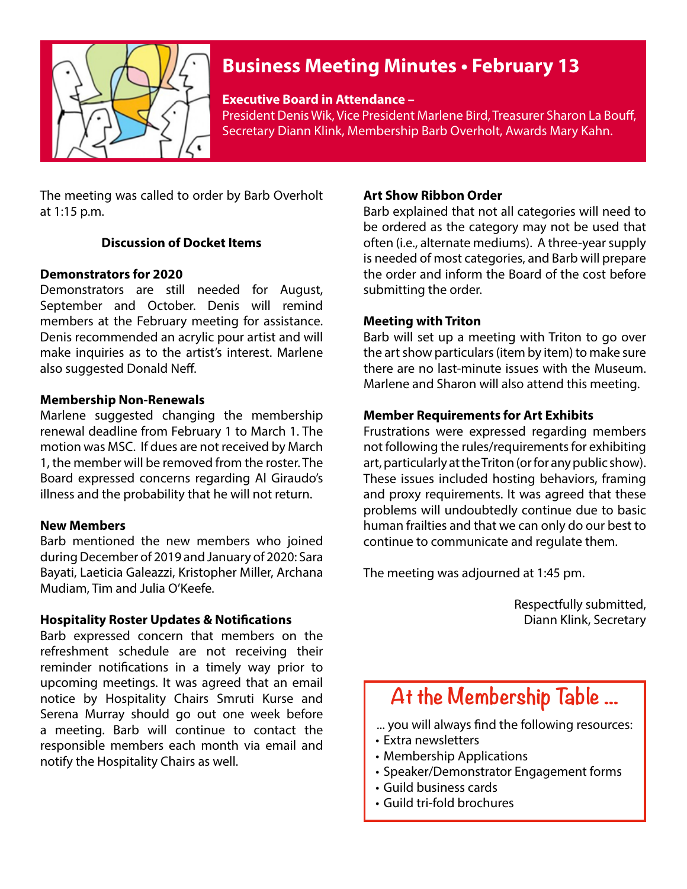# Business Meeting Minutes • February 13

**Executive Board in Attendance –**
President Denis Wik, Vice President Marlene Bird, Treasurer Sharon La Bouff, Secretary Diann Klink, Membership Barb Overholt, Awards Mary Kahn.

The meeting was called to order by Barb Overholt at 1:15 p.m.

**Discussion of Docket Items**

**Demonstrators for 2020**
Demonstrators are still needed for August, September and October. Denis will remind members at the February meeting for assistance. Denis recommended an acrylic pour artist and will make inquiries as to the artist's interest. Marlene also suggested Donald Neff.

**Membership Non-Renewals**
Marlene suggested changing the membership renewal deadline from February 1 to March 1. The motion was MSC. If dues are not received by March 1, the member will be removed from the roster. The Board expressed concerns regarding Al Giraudo's illness and the probability that he will not return.

**New Members**
Barb mentioned the new members who joined during December of 2019 and January of 2020: Sara Bayati, Laeticia Galeazzi, Kristopher Miller, Archana Mudiam, Tim and Julia O'Keefe.

**Hospitality Roster Updates & Notifications**
Barb expressed concern that members on the refreshment schedule are not receiving their reminder notifications in a timely way prior to upcoming meetings. It was agreed that an email notice by Hospitality Chairs Smruti Kurse and Serena Murray should go out one week before a meeting. Barb will continue to contact the responsible members each month via email and notify the Hospitality Chairs as well.

**Art Show Ribbon Order**
Barb explained that not all categories will need to be ordered as the category may not be used that often (i.e., alternate mediums). A three-year supply is needed of most categories, and Barb will prepare the order and inform the Board of the cost before submitting the order.

**Meeting with Triton**
Barb will set up a meeting with Triton to go over the art show particulars (item by item) to make sure there are no last-minute issues with the Museum. Marlene and Sharon will also attend this meeting.

**Member Requirements for Art Exhibits**
Frustrations were expressed regarding members not following the rules/requirements for exhibiting art, particularly at the Triton (or for any public show). These issues included hosting behaviors, framing and proxy requirements. It was agreed that these problems will undoubtedly continue due to basic human frailties and that we can only do our best to continue to communicate and regulate them.

The meeting was adjourned at 1:45 pm.

Respectfully submitted,
Diann Klink, Secretary

## At the Membership Table ...

... you will always find the following resources:

- Extra newsletters
- Membership Applications
- Speaker/Demonstrator Engagement forms
- Guild business cards
- Guild tri-fold brochures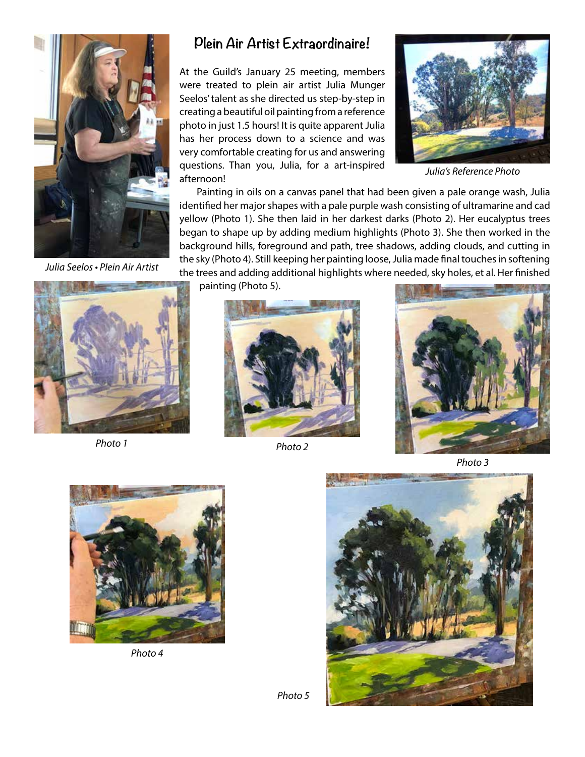## Plein Air Artist Extraordinaire!

At the Guild's January 25 meeting, members were treated to plein air artist Julia Munger Seelos' talent as she directed us step-by-step in creating a beautiful oil painting from a reference photo in just 1.5 hours! It is quite apparent Julia has her process down to a science and was very comfortable creating for us and answering questions. Than you, Julia, for a art-inspired afternoon!

*Julia's Reference Photo*

*Julia Seelos • Plein Air Artist*

Painting in oils on a canvas panel that had been given a pale orange wash, Julia identified her major shapes with a pale purple wash consisting of ultramarine and cad yellow (Photo 1). She then laid in her darkest darks (Photo 2). Her eucalyptus trees began to shape up by adding medium highlights (Photo 3). She then worked in the background hills, foreground and path, tree shadows, adding clouds, and cutting in the sky (Photo 4). Still keeping her painting loose, Julia made final touches in softening the trees and adding additional highlights where needed, sky holes, et al. Her finished painting (Photo 5).

*Photo 1*

*Photo 2*

*Photo 3*

*Photo 4*

*Photo 5*